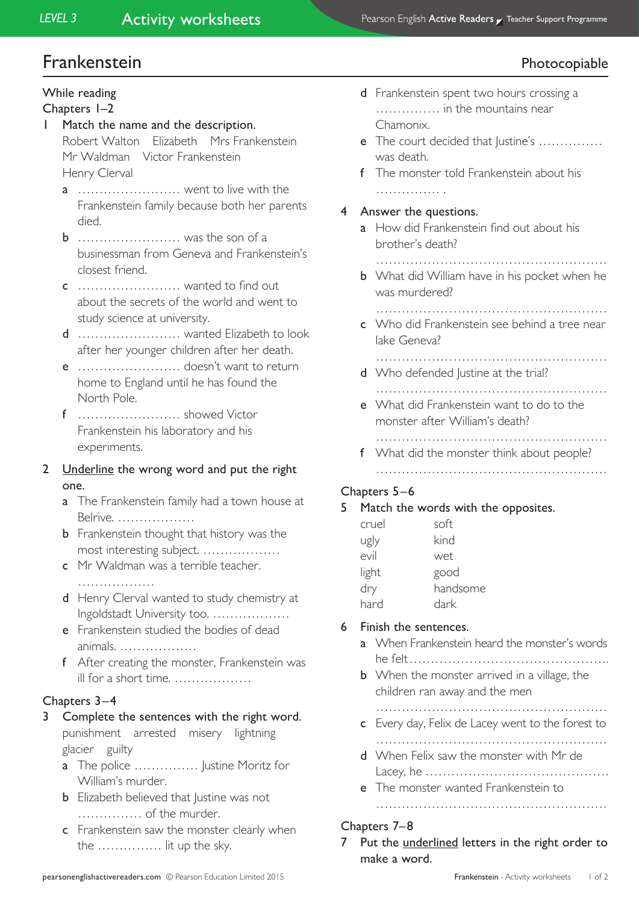# Frankenstein

Photocopiable

## While reading

### Chapters 1–2

**1 Match the name and the description.**

Robert Walton  Elizabeth  Mrs Frankenstein
Mr Waldman  Victor Frankenstein
Henry Clerval

- **a** ........................ went to live with the Frankenstein family because both her parents died.
- **b** ........................ was the son of a businessman from Geneva and Frankenstein's closest friend.
- **c** ........................ wanted to find out about the secrets of the world and went to study science at university.
- **d** ........................ wanted Elizabeth to look after her younger children after her death.
- **e** ........................ doesn't want to return home to England until he has found the North Pole.
- **f** ........................ showed Victor Frankenstein his laboratory and his experiments.

**2 Underline the wrong word and put the right one.**

- **a** The Frankenstein family had a town house at Belrive. ..................
- **b** Frankenstein thought that history was the most interesting subject. ..................
- **c** Mr Waldman was a terrible teacher. ..................
- **d** Henry Clerval wanted to study chemistry at Ingoldstadt University too. ..................
- **e** Frankenstein studied the bodies of dead animals. ..................
- **f** After creating the monster, Frankenstein was ill for a short time. ..................

### Chapters 3–4

**3 Complete the sentences with the right word.**

punishment  arrested  misery  lightning
glacier  guilty

- **a** The police ............... Justine Moritz for William's murder.
- **b** Elizabeth believed that Justine was not ............... of the murder.
- **c** Frankenstein saw the monster clearly when the ............... lit up the sky.
- **d** Frankenstein spent two hours crossing a ............... in the mountains near Chamonix.
- **e** The court decided that Justine's ............... was death.
- **f** The monster told Frankenstein about his ............... .

**4 Answer the questions.**

- **a** How did Frankenstein find out about his brother's death?
  ......................................................
- **b** What did William have in his pocket when he was murdered?
  ......................................................
- **c** Who did Frankenstein see behind a tree near lake Geneva?
  ......................................................
- **d** Who defended Justine at the trial?
  ......................................................
- **e** What did Frankenstein want to do to the monster after William's death?
  ......................................................
- **f** What did the monster think about people?
  ......................................................

### Chapters 5–6

**5 Match the words with the opposites.**

| | |
|---|---|
| cruel | soft |
| ugly | kind |
| evil | wet |
| light | good |
| dry | handsome |
| hard | dark |

**6 Finish the sentences.**

- **a** When Frankenstein heard the monster's words he felt..............................................
- **b** When the monster arrived in a village, the children ran away and the men
  ......................................................
- **c** Every day, Felix de Lacey went to the forest to
  ......................................................
- **d** When Felix saw the monster with Mr de Lacey, he ..........................................
- **e** The monster wanted Frankenstein to
  ......................................................

### Chapters 7–8

**7 Put the underlined letters in the right order to make a word.**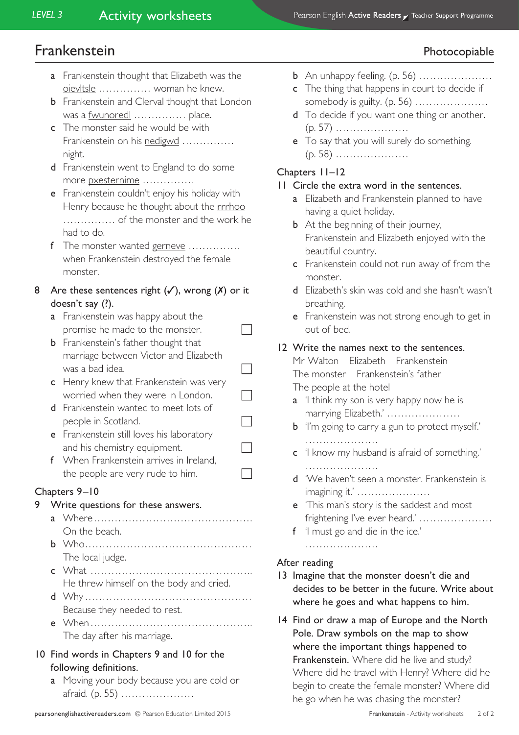# Frankenstein

Photocopiable

- **a** Frankenstein thought that Elizabeth was the <u>oievltsle</u> …………… woman he knew.
- **b** Frankenstein and Clerval thought that London was a <u>fwunoredl</u> …………… place.
- **c** The monster said he would be with Frankenstein on his <u>nedigwd</u> …………… night.
- **d** Frankenstein went to England to do some more <u>pxesternime</u> ……………
- **e** Frankenstein couldn't enjoy his holiday with Henry because he thought about the <u>rrrhoo</u> …………… of the monster and the work he had to do.
- **f** The monster wanted <u>gerneve</u> …………… when Frankenstein destroyed the female monster.

**8** Are these sentences right (✓), wrong (✗) or it doesn't say (?).

- **a** Frankenstein was happy about the promise he made to the monster. ☐
- **b** Frankenstein's father thought that marriage between Victor and Elizabeth was a bad idea. ☐
- **c** Henry knew that Frankenstein was very worried when they were in London. ☐
- **d** Frankenstein wanted to meet lots of people in Scotland. ☐
- **e** Frankenstein still loves his laboratory and his chemistry equipment. ☐
- **f** When Frankenstein arrives in Ireland, the people are very rude to him. ☐

## Chapters 9–10

**9** Write questions for these answers.

- **a** Where ……………………………………………
  On the beach.
- **b** Who ……………………………………………
  The local judge.
- **c** What ……………………………………………
  He threw himself on the body and cried.
- **d** Why ……………………………………………
  Because they needed to rest.
- **e** When ……………………………………………
  The day after his marriage.

**10** Find words in Chapters 9 and 10 for the following definitions.

- **a** Moving your body because you are cold or afraid. (p. 55) …………………
- **b** An unhappy feeling. (p. 56) …………………
- **c** The thing that happens in court to decide if somebody is guilty. (p. 56) …………………
- **d** To decide if you want one thing or another. (p. 57) …………………
- **e** To say that you will surely do something. (p. 58) …………………

## Chapters 11–12

**11** Circle the extra word in the sentences.

- **a** Elizabeth and Frankenstein planned to have having a quiet holiday.
- **b** At the beginning of their journey, Frankenstein and Elizabeth enjoyed with the beautiful country.
- **c** Frankenstein could not run away of from the monster.
- **d** Elizabeth's skin was cold and she hasn't wasn't breathing.
- **e** Frankenstein was not strong enough to get in out of bed.

**12** Write the names next to the sentences.

Mr Walton   Elizabeth   Frankenstein
The monster   Frankenstein's father
The people at the hotel

- **a** 'I think my son is very happy now he is marrying Elizabeth.' …………………
- **b** 'I'm going to carry a gun to protect myself.' …………………
- **c** 'I know my husband is afraid of something.' …………………
- **d** 'We haven't seen a monster. Frankenstein is imagining it.' …………………
- **e** 'This man's story is the saddest and most frightening I've ever heard.' …………………
- **f** 'I must go and die in the ice.' …………………

## After reading

**13** Imagine that the monster doesn't die and decides to be better in the future. Write about where he goes and what happens to him.

**14** Find or draw a map of Europe and the North Pole. Draw symbols on the map to show where the important things happened to Frankenstein. Where did he live and study? Where did he travel with Henry? Where did he begin to create the female monster? Where did he go when he was chasing the monster?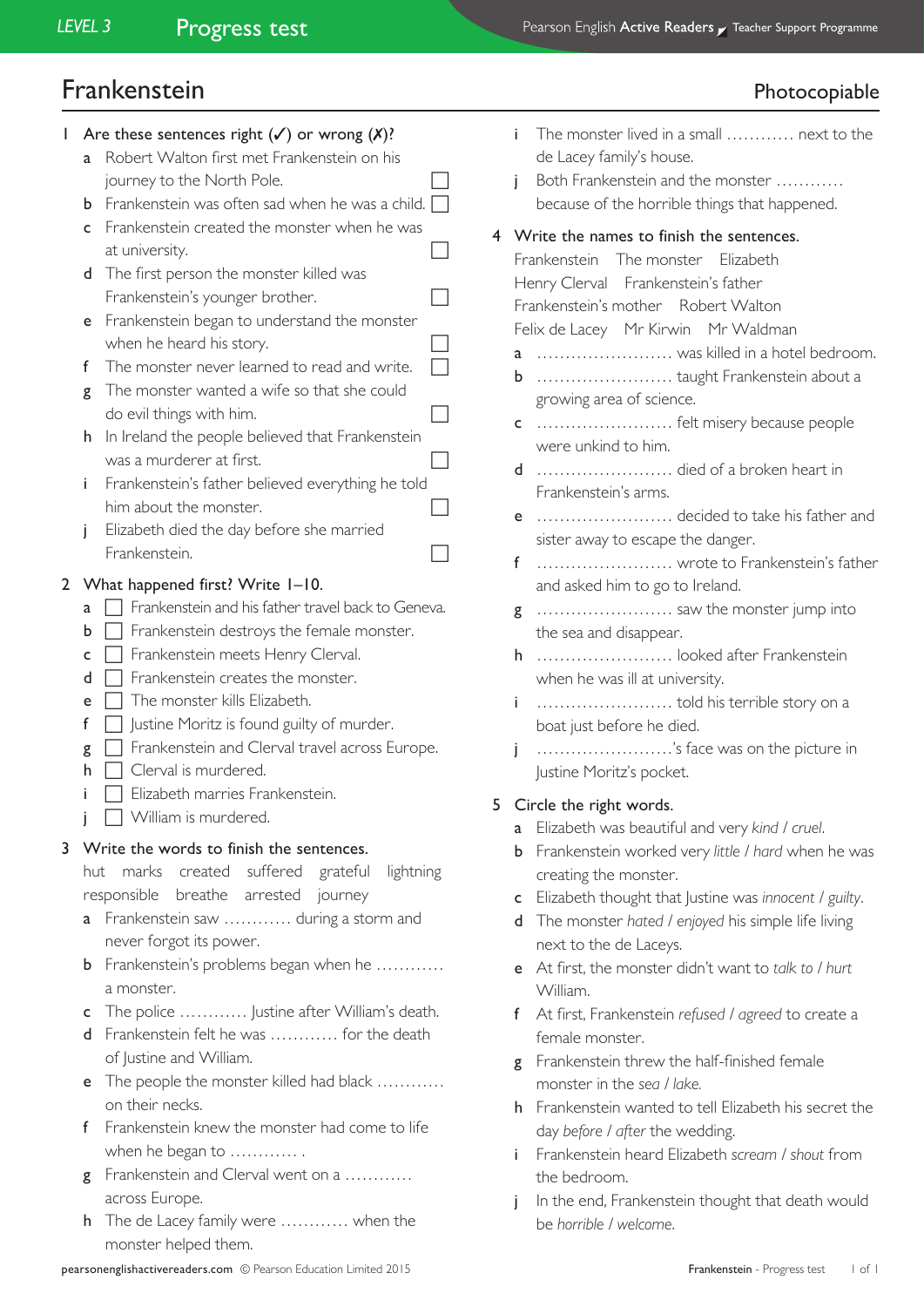# Frankenstein

Photocopiable

1 Are these sentences right (✓) or wrong (✗)?

a Robert Walton first met Frankenstein on his journey to the North Pole. ☐

b Frankenstein was often sad when he was a child. ☐

c Frankenstein created the monster when he was at university. ☐

d The first person the monster killed was Frankenstein's younger brother. ☐

e Frankenstein began to understand the monster when he heard his story. ☐

f The monster never learned to read and write. ☐

g The monster wanted a wife so that she could do evil things with him. ☐

h In Ireland the people believed that Frankenstein was a murderer at first. ☐

i Frankenstein's father believed everything he told him about the monster. ☐

j Elizabeth died the day before she married Frankenstein. ☐

2 What happened first? Write 1–10.

a ☐ Frankenstein and his father travel back to Geneva.

b ☐ Frankenstein destroys the female monster.

c ☐ Frankenstein meets Henry Clerval.

d ☐ Frankenstein creates the monster.

e ☐ The monster kills Elizabeth.

f ☐ Justine Moritz is found guilty of murder.

g ☐ Frankenstein and Clerval travel across Europe.

h ☐ Clerval is murdered.

i ☐ Elizabeth marries Frankenstein.

j ☐ William is murdered.

3 Write the words to finish the sentences.

hut   marks   created   suffered   grateful   lightning   responsible   breathe   arrested   journey

a Frankenstein saw ………… during a storm and never forgot its power.

b Frankenstein's problems began when he ………… a monster.

c The police ………… Justine after William's death.

d Frankenstein felt he was ………… for the death of Justine and William.

e The people the monster killed had black ………… on their necks.

f Frankenstein knew the monster had come to life when he began to ………… .

g Frankenstein and Clerval went on a ………… across Europe.

h The de Lacey family were ………… when the monster helped them.

i The monster lived in a small ………… next to the de Lacey family's house.

j Both Frankenstein and the monster ………… because of the horrible things that happened.

4 Write the names to finish the sentences.

Frankenstein   The monster   Elizabeth   Henry Clerval   Frankenstein's father   Frankenstein's mother   Robert Walton   Felix de Lacey   Mr Kirwin   Mr Waldman

a …………………… was killed in a hotel bedroom.

b …………………… taught Frankenstein about a growing area of science.

c …………………… felt misery because people were unkind to him.

d …………………… died of a broken heart in Frankenstein's arms.

e …………………… decided to take his father and sister away to escape the danger.

f …………………… wrote to Frankenstein's father and asked him to go to Ireland.

g …………………… saw the monster jump into the sea and disappear.

h …………………… looked after Frankenstein when he was ill at university.

i …………………… told his terrible story on a boat just before he died.

j ……………………'s face was on the picture in Justine Moritz's pocket.

5 Circle the right words.

a Elizabeth was beautiful and very *kind* / *cruel*.

b Frankenstein worked very *little* / *hard* when he was creating the monster.

c Elizabeth thought that Justine was *innocent* / *guilty*.

d The monster *hated* / *enjoyed* his simple life living next to the de Laceys.

e At first, the monster didn't want to *talk to* / *hurt* William.

f At first, Frankenstein *refused* / *agreed* to create a female monster.

g Frankenstein threw the half-finished female monster in the *sea* / *lake*.

h Frankenstein wanted to tell Elizabeth his secret the day *before* / *after* the wedding.

i Frankenstein heard Elizabeth *scream* / *shout* from the bedroom.

j In the end, Frankenstein thought that death would be *horrible* / *welcome*.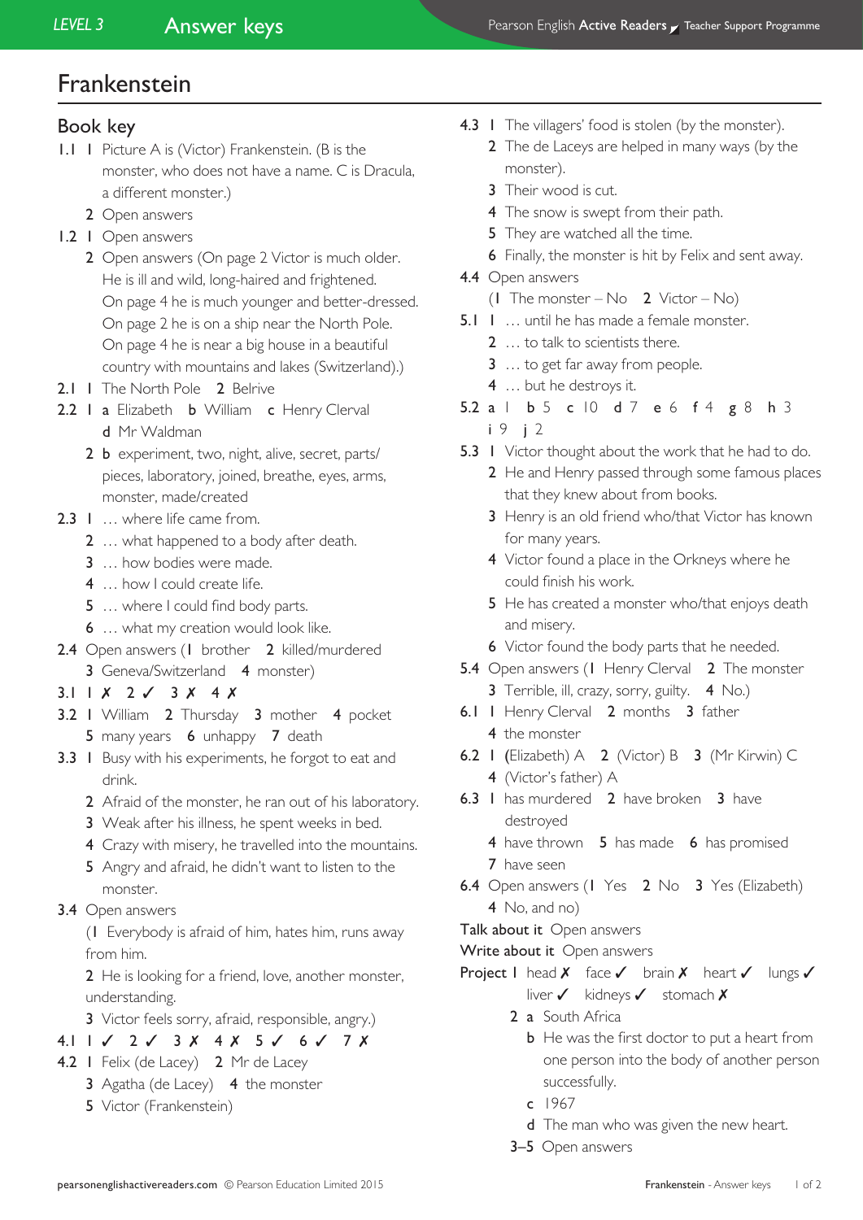# Frankenstein

## Book key

**1.1** **1** Picture A is (Victor) Frankenstein. (B is the monster, who does not have a name. C is Dracula, a different monster.)
**2** Open answers

**1.2** **1** Open answers
**2** Open answers (On page 2 Victor is much older. He is ill and wild, long-haired and frightened. On page 4 he is much younger and better-dressed. On page 2 he is on a ship near the North Pole. On page 4 he is near a big house in a beautiful country with mountains and lakes (Switzerland).)

**2.1** **1** The North Pole **2** Belrive

**2.2** **1** **a** Elizabeth **b** William **c** Henry Clerval **d** Mr Waldman
**2** **b** experiment, two, night, alive, secret, parts/pieces, laboratory, joined, breathe, eyes, arms, monster, made/created

**2.3** **1** … where life came from.
**2** … what happened to a body after death.
**3** … how bodies were made.
**4** … how I could create life.
**5** … where I could find body parts.
**6** … what my creation would look like.

**2.4** Open answers (**1** brother **2** killed/murdered **3** Geneva/Switzerland **4** monster)

**3.1** **1** ✗ **2** ✓ **3** ✗ **4** ✗

**3.2** **1** William **2** Thursday **3** mother **4** pocket **5** many years **6** unhappy **7** death

**3.3** **1** Busy with his experiments, he forgot to eat and drink.
**2** Afraid of the monster, he ran out of his laboratory.
**3** Weak after his illness, he spent weeks in bed.
**4** Crazy with misery, he travelled into the mountains.
**5** Angry and afraid, he didn't want to listen to the monster.

**3.4** Open answers
(**1** Everybody is afraid of him, hates him, runs away from him.
**2** He is looking for a friend, love, another monster, understanding.
**3** Victor feels sorry, afraid, responsible, angry.)

**4.1** **1** ✓ **2** ✓ **3** ✗ **4** ✗ **5** ✓ **6** ✓ **7** ✗

**4.2** **1** Felix (de Lacey) **2** Mr de Lacey **3** Agatha (de Lacey) **4** the monster **5** Victor (Frankenstein)

**4.3** **1** The villagers' food is stolen (by the monster).
**2** The de Laceys are helped in many ways (by the monster).
**3** Their wood is cut.
**4** The snow is swept from their path.
**5** They are watched all the time.
**6** Finally, the monster is hit by Felix and sent away.

**4.4** Open answers
(**1** The monster – No **2** Victor – No)

**5.1** **1** … until he has made a female monster.
**2** … to talk to scientists there.
**3** … to get far away from people.
**4** … but he destroys it.

**5.2** **a** 1 **b** 5 **c** 10 **d** 7 **e** 6 **f** 4 **g** 8 **h** 3 **i** 9 **j** 2

**5.3** **1** Victor thought about the work that he had to do.
**2** He and Henry passed through some famous places that they knew about from books.
**3** Henry is an old friend who/that Victor has known for many years.
**4** Victor found a place in the Orkneys where he could finish his work.
**5** He has created a monster who/that enjoys death and misery.
**6** Victor found the body parts that he needed.

**5.4** Open answers (**1** Henry Clerval **2** The monster **3** Terrible, ill, crazy, sorry, guilty. **4** No.)

**6.1** **1** Henry Clerval **2** months **3** father **4** the monster

**6.2** **1** (Elizabeth) A **2** (Victor) B **3** (Mr Kirwin) C **4** (Victor's father) A

**6.3** **1** has murdered **2** have broken **3** have destroyed **4** have thrown **5** has made **6** has promised **7** have seen

**6.4** Open answers (**1** Yes **2** No **3** Yes (Elizabeth) **4** No, and no)

**Talk about it** Open answers

**Write about it** Open answers

**Project** **1** head ✗ face ✓ brain ✗ heart ✓ lungs ✓ liver ✓ kidneys ✓ stomach ✗
**2** **a** South Africa
**b** He was the first doctor to put a heart from one person into the body of another person successfully.
**c** 1967
**d** The man who was given the new heart.
**3–5** Open answers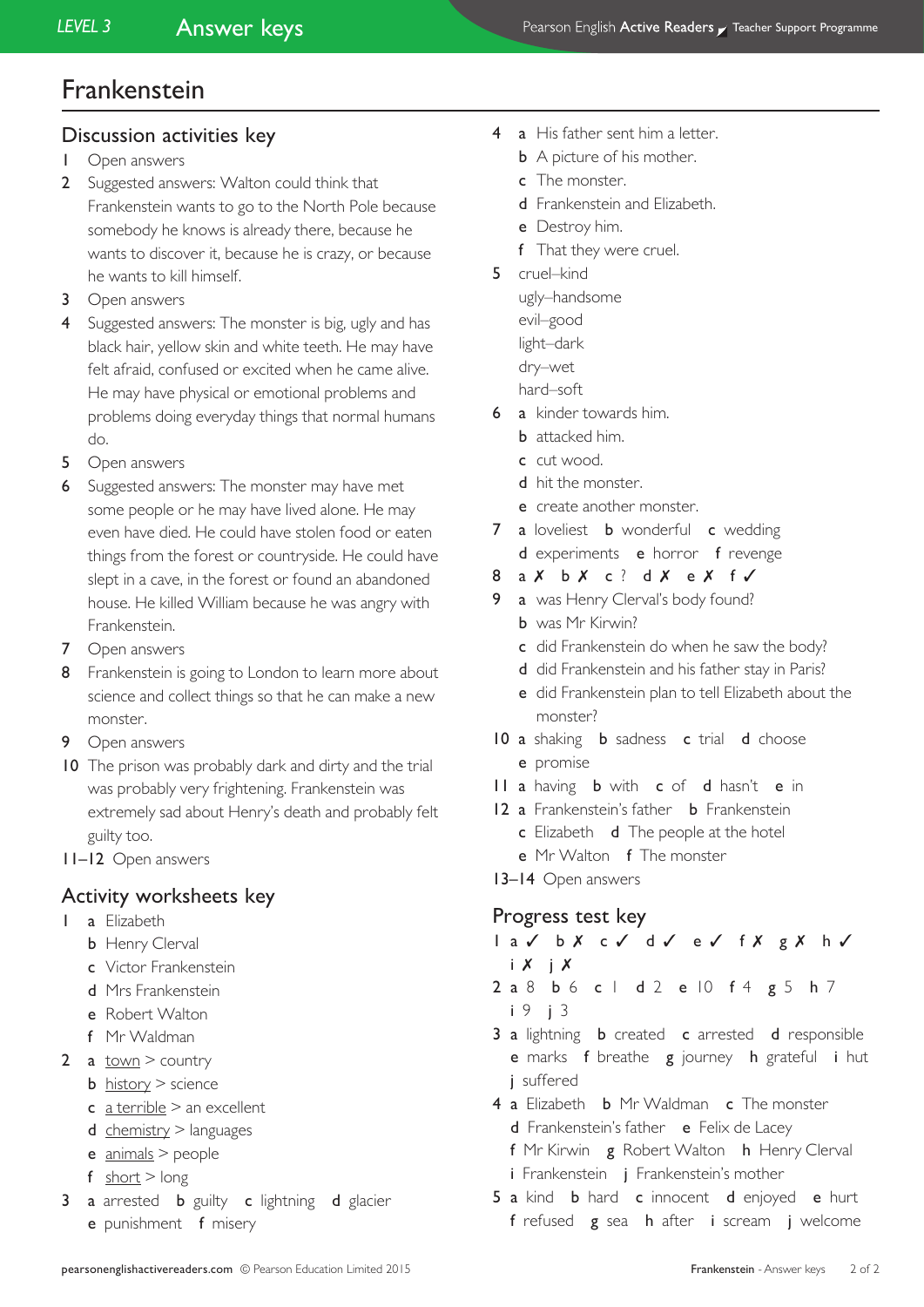# Frankenstein

## Discussion activities key

1 Open answers

2 Suggested answers: Walton could think that Frankenstein wants to go to the North Pole because somebody he knows is already there, because he wants to discover it, because he is crazy, or because he wants to kill himself.

3 Open answers

4 Suggested answers: The monster is big, ugly and has black hair, yellow skin and white teeth. He may have felt afraid, confused or excited when he came alive. He may have physical or emotional problems and problems doing everyday things that normal humans do.

5 Open answers

6 Suggested answers: The monster may have met some people or he may have lived alone. He may even have died. He could have stolen food or eaten things from the forest or countryside. He could have slept in a cave, in the forest or found an abandoned house. He killed William because he was angry with Frankenstein.

7 Open answers

8 Frankenstein is going to London to learn more about science and collect things so that he can make a new monster.

9 Open answers

10 The prison was probably dark and dirty and the trial was probably very frightening. Frankenstein was extremely sad about Henry's death and probably felt guilty too.

11–12 Open answers

## Activity worksheets key

1 a Elizabeth
b Henry Clerval
c Victor Frankenstein
d Mrs Frankenstein
e Robert Walton
f Mr Waldman

2 a town > country
b history > science
c a terrible > an excellent
d chemistry > languages
e animals > people
f short > long

3 a arrested b guilty c lightning d glacier
e punishment f misery

4 a His father sent him a letter.
b A picture of his mother.
c The monster.
d Frankenstein and Elizabeth.
e Destroy him.
f That they were cruel.

5 cruel–kind
ugly–handsome
evil–good
light–dark
dry–wet
hard–soft

6 a kinder towards him.
b attacked him.
c cut wood.
d hit the monster.
e create another monster.

7 a loveliest b wonderful c wedding
d experiments e horror f revenge

8 a ✗ b ✗ c ? d ✗ e ✗ f ✓

9 a was Henry Clerval's body found?
b was Mr Kirwin?
c did Frankenstein do when he saw the body?
d did Frankenstein and his father stay in Paris?
e did Frankenstein plan to tell Elizabeth about the monster?

10 a shaking b sadness c trial d choose
e promise

11 a having b with c of d hasn't e in

12 a Frankenstein's father b Frankenstein
c Elizabeth d The people at the hotel
e Mr Walton f The monster

13–14 Open answers

## Progress test key

1 a ✓ b ✗ c ✓ d ✓ e ✓ f ✗ g ✗ h ✓
i ✗ j ✗

2 a 8 b 6 c 1 d 2 e 10 f 4 g 5 h 7
i 9 j 3

3 a lightning b created c arrested d responsible
e marks f breathe g journey h grateful i hut
j suffered

4 a Elizabeth b Mr Waldman c The monster
d Frankenstein's father e Felix de Lacey
f Mr Kirwin g Robert Walton h Henry Clerval
i Frankenstein j Frankenstein's mother

5 a kind b hard c innocent d enjoyed e hurt
f refused g sea h after i scream j welcome